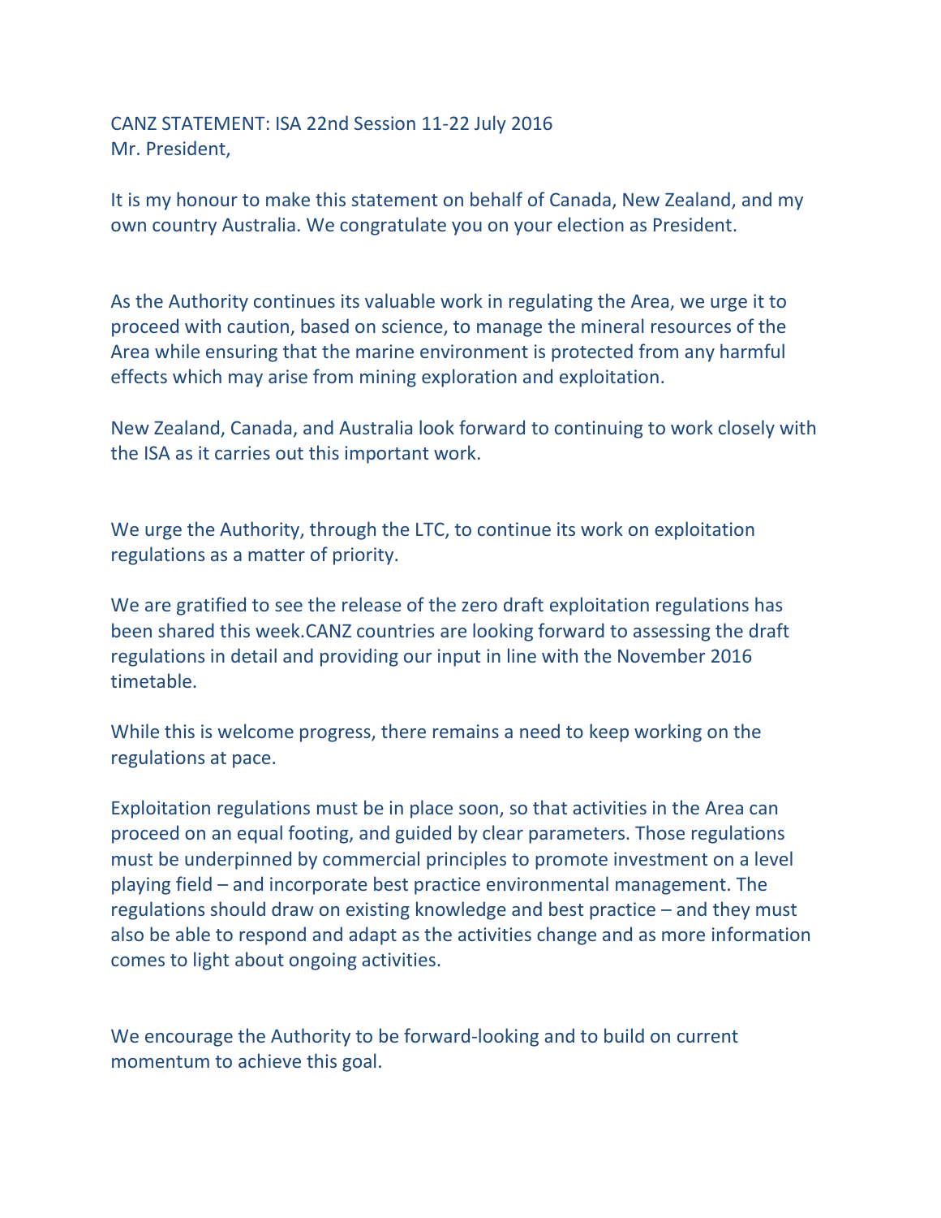CANZ STATEMENT: ISA 22nd Session 11-22 July 2016
Mr. President,

It is my honour to make this statement on behalf of Canada, New Zealand, and my own country Australia. We congratulate you on your election as President.

As the Authority continues its valuable work in regulating the Area, we urge it to proceed with caution, based on science, to manage the mineral resources of the Area while ensuring that the marine environment is protected from any harmful effects which may arise from mining exploration and exploitation.

New Zealand, Canada, and Australia look forward to continuing to work closely with the ISA as it carries out this important work.

We urge the Authority, through the LTC, to continue its work on exploitation regulations as a matter of priority.

We are gratified to see the release of the zero draft exploitation regulations has been shared this week.CANZ countries are looking forward to assessing the draft regulations in detail and providing our input in line with the November 2016 timetable.

While this is welcome progress, there remains a need to keep working on the regulations at pace.

Exploitation regulations must be in place soon, so that activities in the Area can proceed on an equal footing, and guided by clear parameters. Those regulations must be underpinned by commercial principles to promote investment on a level playing field – and incorporate best practice environmental management. The regulations should draw on existing knowledge and best practice – and they must also be able to respond and adapt as the activities change and as more information comes to light about ongoing activities.

We encourage the Authority to be forward-looking and to build on current momentum to achieve this goal.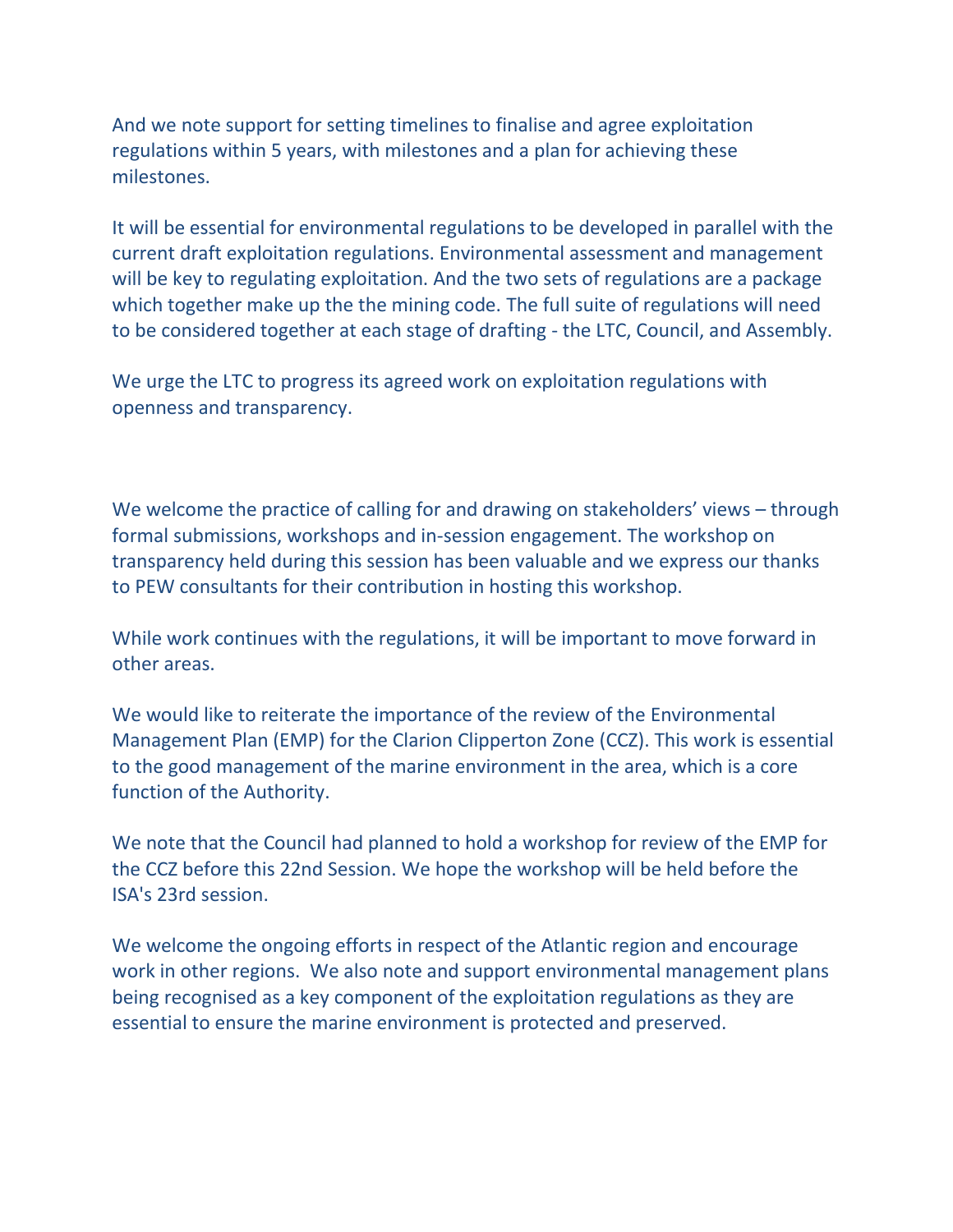And we note support for setting timelines to finalise and agree exploitation regulations within 5 years, with milestones and a plan for achieving these milestones.

It will be essential for environmental regulations to be developed in parallel with the current draft exploitation regulations. Environmental assessment and management will be key to regulating exploitation. And the two sets of regulations are a package which together make up the the mining code. The full suite of regulations will need to be considered together at each stage of drafting - the LTC, Council, and Assembly.

We urge the LTC to progress its agreed work on exploitation regulations with openness and transparency.

We welcome the practice of calling for and drawing on stakeholders' views – through formal submissions, workshops and in-session engagement. The workshop on transparency held during this session has been valuable and we express our thanks to PEW consultants for their contribution in hosting this workshop.

While work continues with the regulations, it will be important to move forward in other areas.

We would like to reiterate the importance of the review of the Environmental Management Plan (EMP) for the Clarion Clipperton Zone (CCZ). This work is essential to the good management of the marine environment in the area, which is a core function of the Authority.

We note that the Council had planned to hold a workshop for review of the EMP for the CCZ before this 22nd Session. We hope the workshop will be held before the ISA's 23rd session.

We welcome the ongoing efforts in respect of the Atlantic region and encourage work in other regions. We also note and support environmental management plans being recognised as a key component of the exploitation regulations as they are essential to ensure the marine environment is protected and preserved.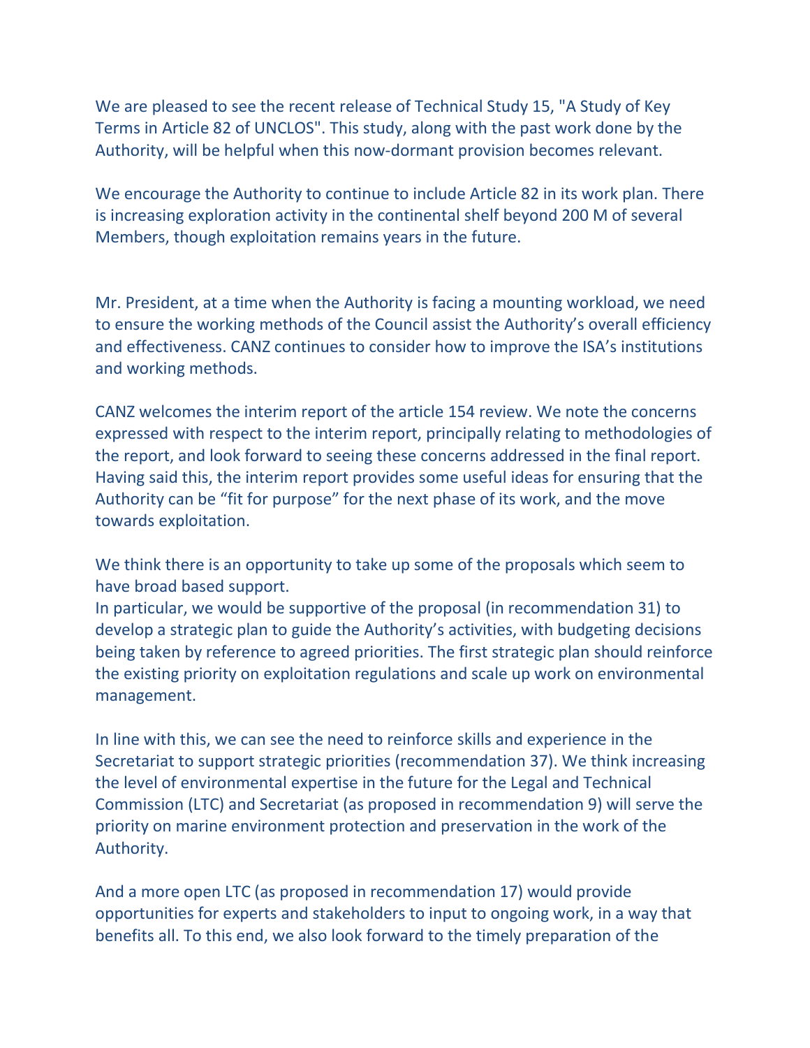We are pleased to see the recent release of Technical Study 15, "A Study of Key Terms in Article 82 of UNCLOS". This study, along with the past work done by the Authority, will be helpful when this now-dormant provision becomes relevant.

We encourage the Authority to continue to include Article 82 in its work plan. There is increasing exploration activity in the continental shelf beyond 200 M of several Members, though exploitation remains years in the future.

Mr. President, at a time when the Authority is facing a mounting workload, we need to ensure the working methods of the Council assist the Authority's overall efficiency and effectiveness. CANZ continues to consider how to improve the ISA's institutions and working methods.

CANZ welcomes the interim report of the article 154 review. We note the concerns expressed with respect to the interim report, principally relating to methodologies of the report, and look forward to seeing these concerns addressed in the final report. Having said this, the interim report provides some useful ideas for ensuring that the Authority can be "fit for purpose" for the next phase of its work, and the move towards exploitation.

We think there is an opportunity to take up some of the proposals which seem to have broad based support.
In particular, we would be supportive of the proposal (in recommendation 31) to develop a strategic plan to guide the Authority's activities, with budgeting decisions being taken by reference to agreed priorities. The first strategic plan should reinforce the existing priority on exploitation regulations and scale up work on environmental management.

In line with this, we can see the need to reinforce skills and experience in the Secretariat to support strategic priorities (recommendation 37). We think increasing the level of environmental expertise in the future for the Legal and Technical Commission (LTC) and Secretariat (as proposed in recommendation 9) will serve the priority on marine environment protection and preservation in the work of the Authority.

And a more open LTC (as proposed in recommendation 17) would provide opportunities for experts and stakeholders to input to ongoing work, in a way that benefits all. To this end, we also look forward to the timely preparation of the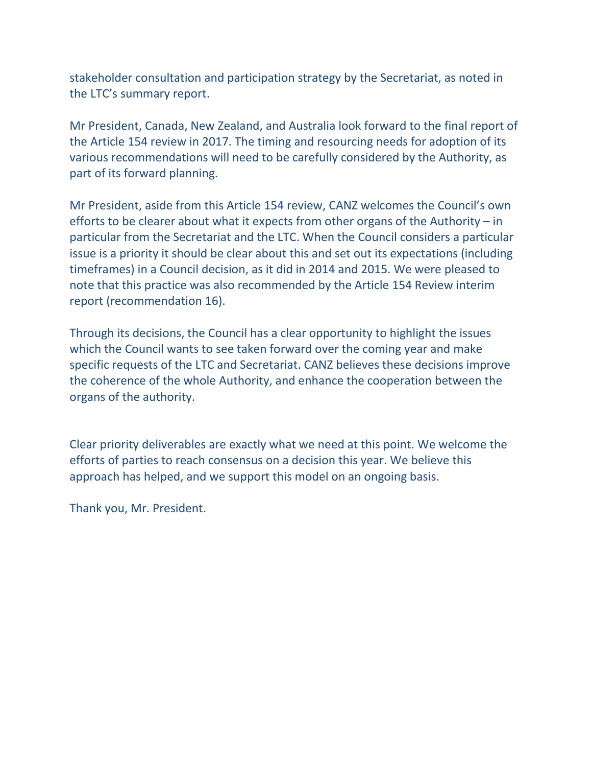stakeholder consultation and participation strategy by the Secretariat, as noted in the LTC's summary report.

Mr President, Canada, New Zealand, and Australia look forward to the final report of the Article 154 review in 2017. The timing and resourcing needs for adoption of its various recommendations will need to be carefully considered by the Authority, as part of its forward planning.

Mr President, aside from this Article 154 review, CANZ welcomes the Council's own efforts to be clearer about what it expects from other organs of the Authority – in particular from the Secretariat and the LTC. When the Council considers a particular issue is a priority it should be clear about this and set out its expectations (including timeframes) in a Council decision, as it did in 2014 and 2015. We were pleased to note that this practice was also recommended by the Article 154 Review interim report (recommendation 16).

Through its decisions, the Council has a clear opportunity to highlight the issues which the Council wants to see taken forward over the coming year and make specific requests of the LTC and Secretariat. CANZ believes these decisions improve the coherence of the whole Authority, and enhance the cooperation between the organs of the authority.

Clear priority deliverables are exactly what we need at this point. We welcome the efforts of parties to reach consensus on a decision this year. We believe this approach has helped, and we support this model on an ongoing basis.

Thank you, Mr. President.